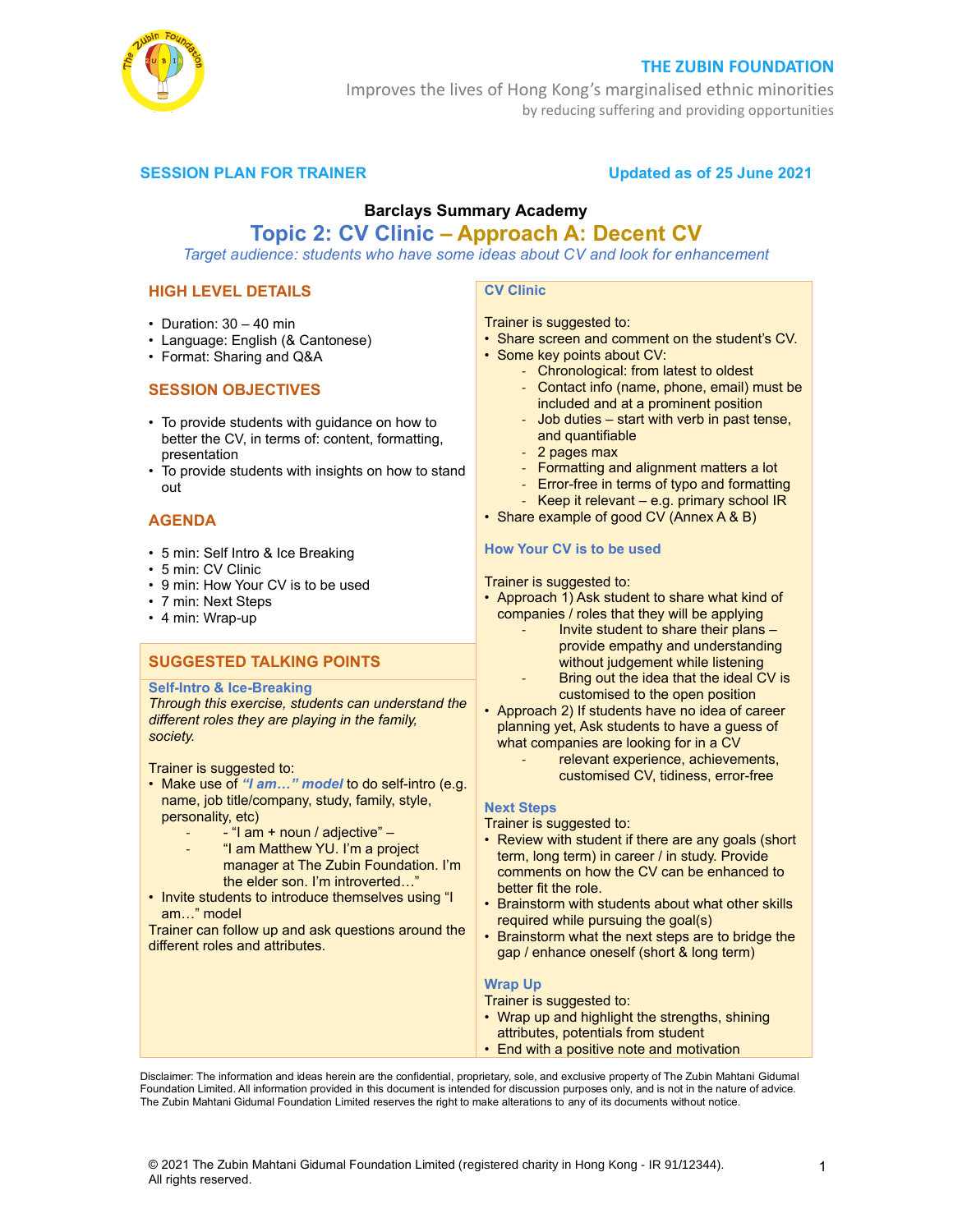**THE ZUBIN FOUNDATION**

Improves the lives of Hong Kong's marginalised ethnic minorities
by reducing suffering and providing opportunities

**SESSION PLAN FOR TRAINER** — **Updated as of 25 June 2021**

**Barclays Summary Academy**

# Topic 2: CV Clinic – Approach A: Decent CV

*Target audience: students who have some ideas about CV and look for enhancement*

## HIGH LEVEL DETAILS

- Duration: 30 – 40 min
- Language: English (& Cantonese)
- Format: Sharing and Q&A

## SESSION OBJECTIVES

- To provide students with guidance on how to better the CV, in terms of: content, formatting, presentation
- To provide students with insights on how to stand out

## AGENDA

- 5 min: Self Intro & Ice Breaking
- 5 min: CV Clinic
- 9 min: How Your CV is to be used
- 7 min: Next Steps
- 4 min: Wrap-up

## SUGGESTED TALKING POINTS

### Self-Intro & Ice-Breaking

*Through this exercise, students can understand the different roles they are playing in the family, society.*

Trainer is suggested to:

- Make use of ***"I am…" model*** to do self-intro (e.g. name, job title/company, study, family, style, personality, etc)
  - - "I am + noun / adjective" –
  - "I am Matthew YU. I'm a project manager at The Zubin Foundation. I'm the elder son. I'm introverted…"
- Invite students to introduce themselves using "I am…" model

Trainer can follow up and ask questions around the different roles and attributes.

### CV Clinic

Trainer is suggested to:

- Share screen and comment on the student's CV.
- Some key points about CV:
  - Chronological: from latest to oldest
  - Contact info (name, phone, email) must be included and at a prominent position
  - Job duties – start with verb in past tense, and quantifiable
  - 2 pages max
  - Formatting and alignment matters a lot
  - Error-free in terms of typo and formatting
  - Keep it relevant – e.g. primary school IR
- Share example of good CV (Annex A & B)

### How Your CV is to be used

Trainer is suggested to:

- Approach 1) Ask student to share what kind of companies / roles that they will be applying
  - Invite student to share their plans – provide empathy and understanding without judgement while listening
  - Bring out the idea that the ideal CV is customised to the open position
- Approach 2) If students have no idea of career planning yet, Ask students to have a guess of what companies are looking for in a CV
  - relevant experience, achievements, customised CV, tidiness, error-free

### Next Steps

Trainer is suggested to:

- Review with student if there are any goals (short term, long term) in career / in study. Provide comments on how the CV can be enhanced to better fit the role.
- Brainstorm with students about what other skills required while pursuing the goal(s)
- Brainstorm what the next steps are to bridge the gap / enhance oneself (short & long term)

### Wrap Up

Trainer is suggested to:

- Wrap up and highlight the strengths, shining attributes, potentials from student
- End with a positive note and motivation

Disclaimer: The information and ideas herein are the confidential, proprietary, sole, and exclusive property of The Zubin Mahtani Gidumal Foundation Limited. All information provided in this document is intended for discussion purposes only, and is not in the nature of advice. The Zubin Mahtani Gidumal Foundation Limited reserves the right to make alterations to any of its documents without notice.

© 2021 The Zubin Mahtani Gidumal Foundation Limited (registered charity in Hong Kong - IR 91/12344). All rights reserved.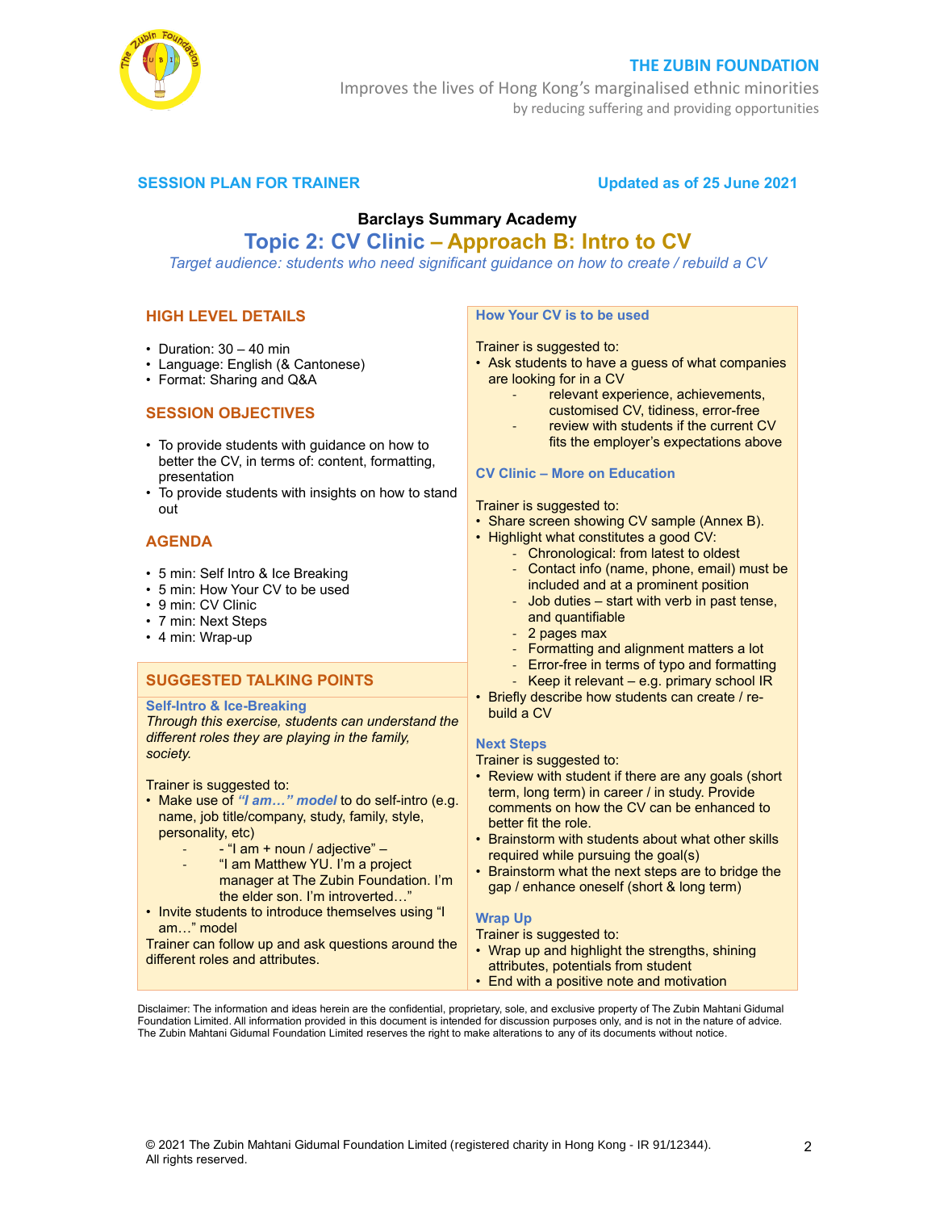**THE ZUBIN FOUNDATION**

Improves the lives of Hong Kong's marginalised ethnic minorities
by reducing suffering and providing opportunities

**SESSION PLAN FOR TRAINER** — **Updated as of 25 June 2021**

**Barclays Summary Academy**

# Topic 2: CV Clinic – Approach B: Intro to CV

*Target audience: students who need significant guidance on how to create / rebuild a CV*

## HIGH LEVEL DETAILS

- Duration: 30 – 40 min
- Language: English (& Cantonese)
- Format: Sharing and Q&A

## SESSION OBJECTIVES

- To provide students with guidance on how to better the CV, in terms of: content, formatting, presentation
- To provide students with insights on how to stand out

## AGENDA

- 5 min: Self Intro & Ice Breaking
- 5 min: How Your CV to be used
- 9 min: CV Clinic
- 7 min: Next Steps
- 4 min: Wrap-up

## SUGGESTED TALKING POINTS

### Self-Intro & Ice-Breaking

*Through this exercise, students can understand the different roles they are playing in the family, society.*

Trainer is suggested to:

- Make use of ***"I am…" model*** to do self-intro (e.g. name, job title/company, study, family, style, personality, etc)
  - - "I am + noun / adjective" –
  - "I am Matthew YU. I'm a project manager at The Zubin Foundation. I'm the elder son. I'm introverted…"
- Invite students to introduce themselves using "I am…" model

Trainer can follow up and ask questions around the different roles and attributes.

### How Your CV is to be used

Trainer is suggested to:

- Ask students to have a guess of what companies are looking for in a CV
  - relevant experience, achievements, customised CV, tidiness, error-free
  - review with students if the current CV fits the employer's expectations above

### CV Clinic – More on Education

Trainer is suggested to:

- Share screen showing CV sample (Annex B).
- Highlight what constitutes a good CV:
  - Chronological: from latest to oldest
  - Contact info (name, phone, email) must be included and at a prominent position
  - Job duties – start with verb in past tense, and quantifiable
  - 2 pages max
  - Formatting and alignment matters a lot
  - Error-free in terms of typo and formatting
  - Keep it relevant – e.g. primary school IR
- Briefly describe how students can create / re-build a CV

### Next Steps

Trainer is suggested to:

- Review with student if there are any goals (short term, long term) in career / in study. Provide comments on how the CV can be enhanced to better fit the role.
- Brainstorm with students about what other skills required while pursuing the goal(s)
- Brainstorm what the next steps are to bridge the gap / enhance oneself (short & long term)

### Wrap Up

Trainer is suggested to:

- Wrap up and highlight the strengths, shining attributes, potentials from student
- End with a positive note and motivation

Disclaimer: The information and ideas herein are the confidential, proprietary, sole, and exclusive property of The Zubin Mahtani Gidumal Foundation Limited. All information provided in this document is intended for discussion purposes only, and is not in the nature of advice. The Zubin Mahtani Gidumal Foundation Limited reserves the right to make alterations to any of its documents without notice.

© 2021 The Zubin Mahtani Gidumal Foundation Limited (registered charity in Hong Kong - IR 91/12344). All rights reserved.